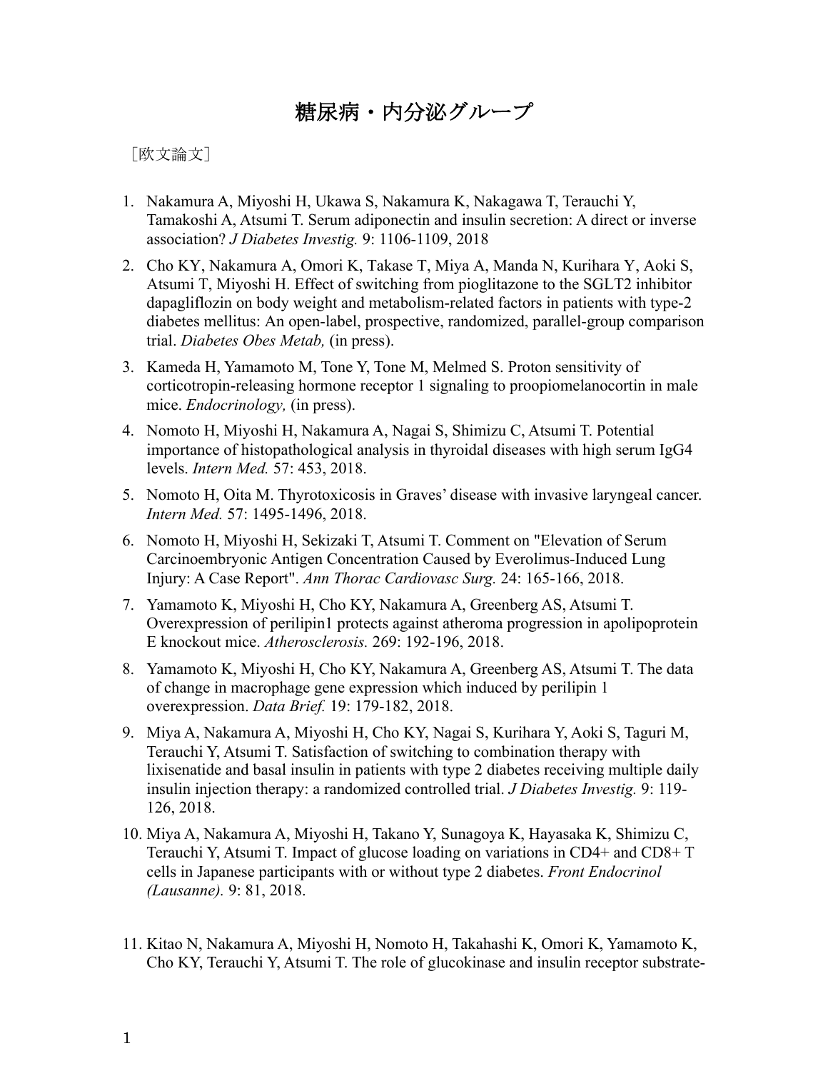# 糖尿病・内分泌グループ

［欧文論文］

1. Nakamura A, Miyoshi H, Ukawa S, Nakamura K, Nakagawa T, Terauchi Y, Tamakoshi A, Atsumi T. Serum adiponectin and insulin secretion: A direct or inverse association? *J Diabetes Investig.* 9: 1106-1109, 2018
2. Cho KY, Nakamura A, Omori K, Takase T, Miya A, Manda N, Kurihara Y, Aoki S, Atsumi T, Miyoshi H. Effect of switching from pioglitazone to the SGLT2 inhibitor dapagliflozin on body weight and metabolism-related factors in patients with type-2 diabetes mellitus: An open-label, prospective, randomized, parallel-group comparison trial. *Diabetes Obes Metab,* (in press).
3. Kameda H, Yamamoto M, Tone Y, Tone M, Melmed S. Proton sensitivity of corticotropin-releasing hormone receptor 1 signaling to proopiomelanocortin in male mice. *Endocrinology,* (in press).
4. Nomoto H, Miyoshi H, Nakamura A, Nagai S, Shimizu C, Atsumi T. Potential importance of histopathological analysis in thyroidal diseases with high serum IgG4 levels. *Intern Med.* 57: 453, 2018.
5. Nomoto H, Oita M. Thyrotoxicosis in Graves' disease with invasive laryngeal cancer. *Intern Med.* 57: 1495-1496, 2018.
6. Nomoto H, Miyoshi H, Sekizaki T, Atsumi T. Comment on "Elevation of Serum Carcinoembryonic Antigen Concentration Caused by Everolimus-Induced Lung Injury: A Case Report". *Ann Thorac Cardiovasc Surg.* 24: 165-166, 2018.
7. Yamamoto K, Miyoshi H, Cho KY, Nakamura A, Greenberg AS, Atsumi T. Overexpression of perilipin1 protects against atheroma progression in apolipoprotein E knockout mice. *Atherosclerosis.* 269: 192-196, 2018.
8. Yamamoto K, Miyoshi H, Cho KY, Nakamura A, Greenberg AS, Atsumi T. The data of change in macrophage gene expression which induced by perilipin 1 overexpression. *Data Brief.* 19: 179-182, 2018.
9. Miya A, Nakamura A, Miyoshi H, Cho KY, Nagai S, Kurihara Y, Aoki S, Taguri M, Terauchi Y, Atsumi T. Satisfaction of switching to combination therapy with lixisenatide and basal insulin in patients with type 2 diabetes receiving multiple daily insulin injection therapy: a randomized controlled trial. *J Diabetes Investig.* 9: 119-126, 2018.
10. Miya A, Nakamura A, Miyoshi H, Takano Y, Sunagoya K, Hayasaka K, Shimizu C, Terauchi Y, Atsumi T. Impact of glucose loading on variations in CD4+ and CD8+ T cells in Japanese participants with or without type 2 diabetes. *Front Endocrinol (Lausanne).* 9: 81, 2018.
11. Kitao N, Nakamura A, Miyoshi H, Nomoto H, Takahashi K, Omori K, Yamamoto K, Cho KY, Terauchi Y, Atsumi T. The role of glucokinase and insulin receptor substrate-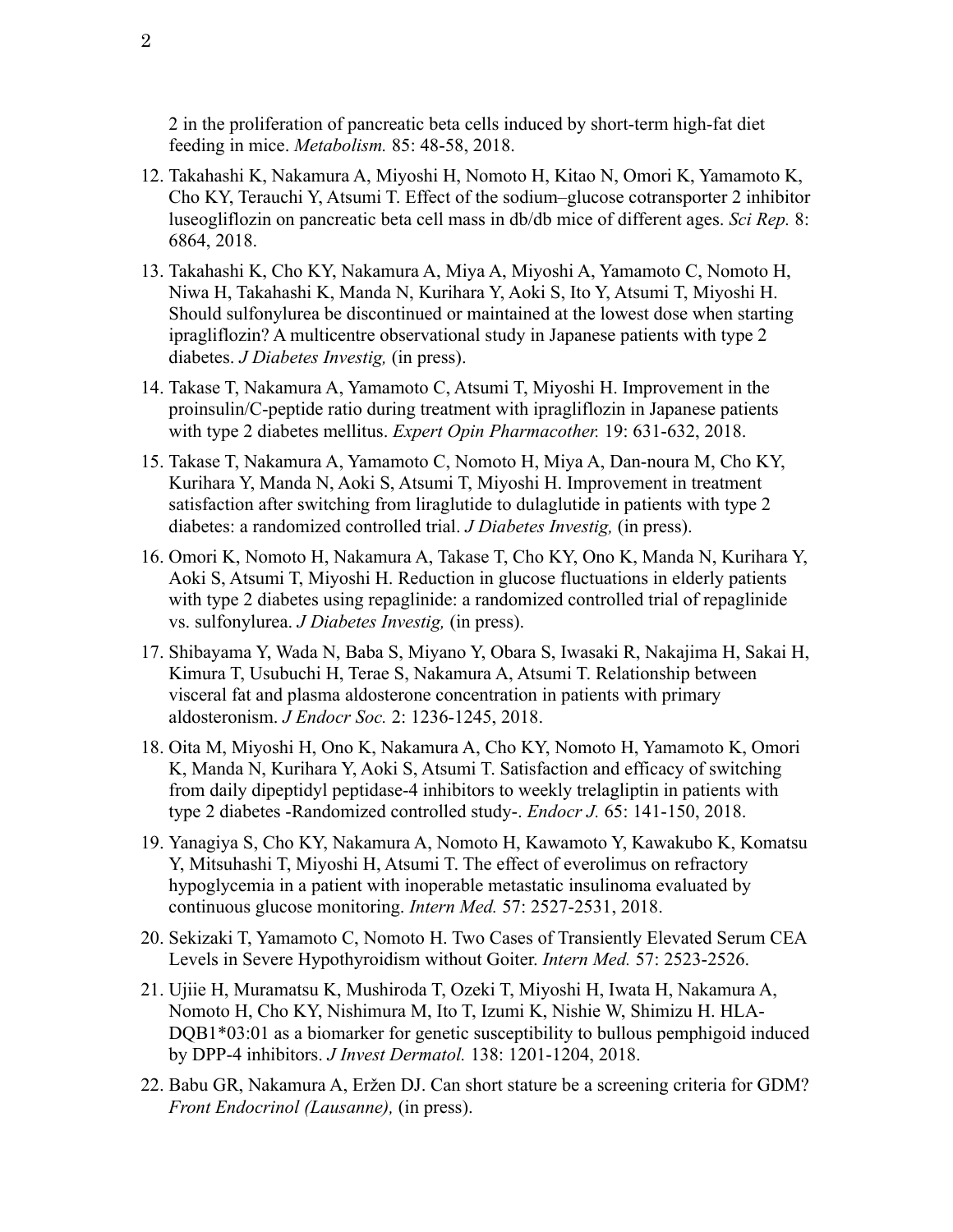2 in the proliferation of pancreatic beta cells induced by short-term high-fat diet feeding in mice. *Metabolism.* 85: 48-58, 2018.

12. Takahashi K, Nakamura A, Miyoshi H, Nomoto H, Kitao N, Omori K, Yamamoto K, Cho KY, Terauchi Y, Atsumi T. Effect of the sodium–glucose cotransporter 2 inhibitor luseogliflozin on pancreatic beta cell mass in db/db mice of different ages. *Sci Rep.* 8: 6864, 2018.

13. Takahashi K, Cho KY, Nakamura A, Miya A, Miyoshi A, Yamamoto C, Nomoto H, Niwa H, Takahashi K, Manda N, Kurihara Y, Aoki S, Ito Y, Atsumi T, Miyoshi H. Should sulfonylurea be discontinued or maintained at the lowest dose when starting ipragliflozin? A multicentre observational study in Japanese patients with type 2 diabetes. *J Diabetes Investig,* (in press).

14. Takase T, Nakamura A, Yamamoto C, Atsumi T, Miyoshi H. Improvement in the proinsulin/C-peptide ratio during treatment with ipragliflozin in Japanese patients with type 2 diabetes mellitus. *Expert Opin Pharmacother.* 19: 631-632, 2018.

15. Takase T, Nakamura A, Yamamoto C, Nomoto H, Miya A, Dan-noura M, Cho KY, Kurihara Y, Manda N, Aoki S, Atsumi T, Miyoshi H. Improvement in treatment satisfaction after switching from liraglutide to dulaglutide in patients with type 2 diabetes: a randomized controlled trial. *J Diabetes Investig,* (in press).

16. Omori K, Nomoto H, Nakamura A, Takase T, Cho KY, Ono K, Manda N, Kurihara Y, Aoki S, Atsumi T, Miyoshi H. Reduction in glucose fluctuations in elderly patients with type 2 diabetes using repaglinide: a randomized controlled trial of repaglinide vs. sulfonylurea. *J Diabetes Investig,* (in press).

17. Shibayama Y, Wada N, Baba S, Miyano Y, Obara S, Iwasaki R, Nakajima H, Sakai H, Kimura T, Usubuchi H, Terae S, Nakamura A, Atsumi T. Relationship between visceral fat and plasma aldosterone concentration in patients with primary aldosteronism. *J Endocr Soc.* 2: 1236-1245, 2018.

18. Oita M, Miyoshi H, Ono K, Nakamura A, Cho KY, Nomoto H, Yamamoto K, Omori K, Manda N, Kurihara Y, Aoki S, Atsumi T. Satisfaction and efficacy of switching from daily dipeptidyl peptidase-4 inhibitors to weekly trelagliptin in patients with type 2 diabetes -Randomized controlled study-. *Endocr J.* 65: 141-150, 2018.

19. Yanagiya S, Cho KY, Nakamura A, Nomoto H, Kawamoto Y, Kawakubo K, Komatsu Y, Mitsuhashi T, Miyoshi H, Atsumi T. The effect of everolimus on refractory hypoglycemia in a patient with inoperable metastatic insulinoma evaluated by continuous glucose monitoring. *Intern Med.* 57: 2527-2531, 2018.

20. Sekizaki T, Yamamoto C, Nomoto H. Two Cases of Transiently Elevated Serum CEA Levels in Severe Hypothyroidism without Goiter. *Intern Med.* 57: 2523-2526.

21. Ujiie H, Muramatsu K, Mushiroda T, Ozeki T, Miyoshi H, Iwata H, Nakamura A, Nomoto H, Cho KY, Nishimura M, Ito T, Izumi K, Nishie W, Shimizu H. HLA-DQB1*03:01 as a biomarker for genetic susceptibility to bullous pemphigoid induced by DPP-4 inhibitors. *J Invest Dermatol.* 138: 1201-1204, 2018.

22. Babu GR, Nakamura A, Eržen DJ. Can short stature be a screening criteria for GDM? *Front Endocrinol (Lausanne),* (in press).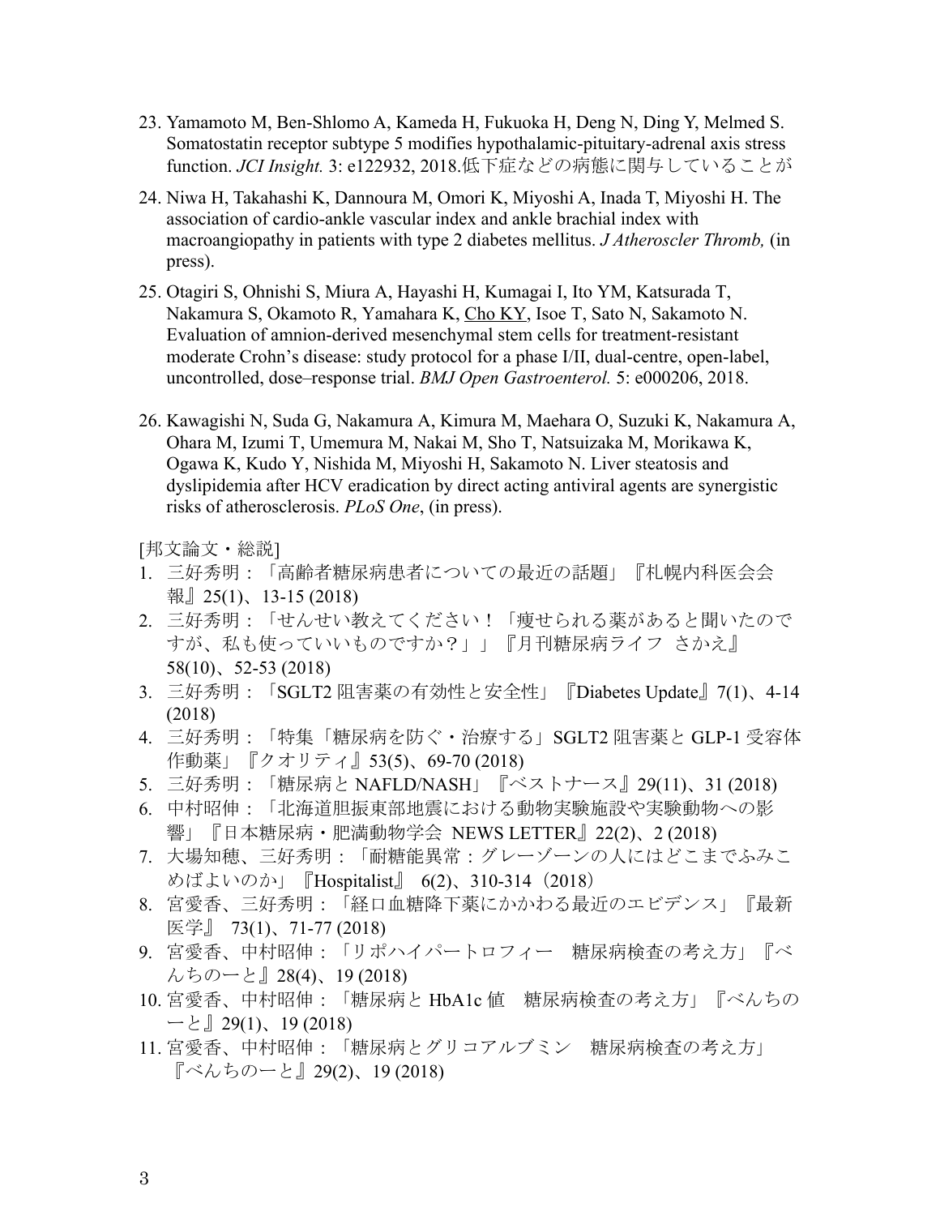23. Yamamoto M, Ben-Shlomo A, Kameda H, Fukuoka H, Deng N, Ding Y, Melmed S. Somatostatin receptor subtype 5 modifies hypothalamic-pituitary-adrenal axis stress function. *JCI Insight.* 3: e122932, 2018.低下症などの病態に関与していることが

24. Niwa H, Takahashi K, Dannoura M, Omori K, Miyoshi A, Inada T, Miyoshi H. The association of cardio-ankle vascular index and ankle brachial index with macroangiopathy in patients with type 2 diabetes mellitus. *J Atheroscler Thromb,* (in press).

25. Otagiri S, Ohnishi S, Miura A, Hayashi H, Kumagai I, Ito YM, Katsurada T, Nakamura S, Okamoto R, Yamahara K, Cho KY, Isoe T, Sato N, Sakamoto N. Evaluation of amnion-derived mesenchymal stem cells for treatment-resistant moderate Crohn's disease: study protocol for a phase I/II, dual-centre, open-label, uncontrolled, dose–response trial. *BMJ Open Gastroenterol.* 5: e000206, 2018.

26. Kawagishi N, Suda G, Nakamura A, Kimura M, Maehara O, Suzuki K, Nakamura A, Ohara M, Izumi T, Umemura M, Nakai M, Sho T, Natsuizaka M, Morikawa K, Ogawa K, Kudo Y, Nishida M, Miyoshi H, Sakamoto N. Liver steatosis and dyslipidemia after HCV eradication by direct acting antiviral agents are synergistic risks of atherosclerosis. *PLoS One*, (in press).

[邦文論文・総説]

1. 三好秀明：「高齢者糖尿病患者についての最近の話題」『札幌内科医会会報』25(1)、13-15 (2018)
2. 三好秀明：「せんせい教えてください！「痩せられる薬があると聞いたのですが、私も使っていいものですか？」」『月刊糖尿病ライフ　さかえ』58(10)、52-53 (2018)
3. 三好秀明：「SGLT2 阻害薬の有効性と安全性」『Diabetes Update』7(1)、4-14 (2018)
4. 三好秀明：「特集「糖尿病を防ぐ・治療する」SGLT2 阻害薬と GLP-1 受容体作動薬」『クオリティ』53(5)、69-70 (2018)
5. 三好秀明：「糖尿病と NAFLD/NASH」『ベストナース』29(11)、31 (2018)
6. 中村昭伸：「北海道胆振東部地震における動物実験施設や実験動物への影響」『日本糖尿病・肥満動物学会　NEWS LETTER』22(2)、2 (2018)
7. 大場知穂、三好秀明：「耐糖能異常：グレーゾーンの人にはどこまでふみこめばよいのか」『Hospitalist』 6(2)、310-314（2018）
8. 宮愛香、三好秀明：「経口血糖降下薬にかかわる最近のエビデンス」『最新医学』 73(1)、71-77 (2018)
9. 宮愛香、中村昭伸：「リポハイパートロフィー　糖尿病検査の考え方」『べんちのーと』28(4)、19 (2018)
10. 宮愛香、中村昭伸：「糖尿病と HbA1c 値　糖尿病検査の考え方」『べんちのーと』29(1)、19 (2018)
11. 宮愛香、中村昭伸：「糖尿病とグリコアルブミン　糖尿病検査の考え方」『べんちのーと』29(2)、19 (2018)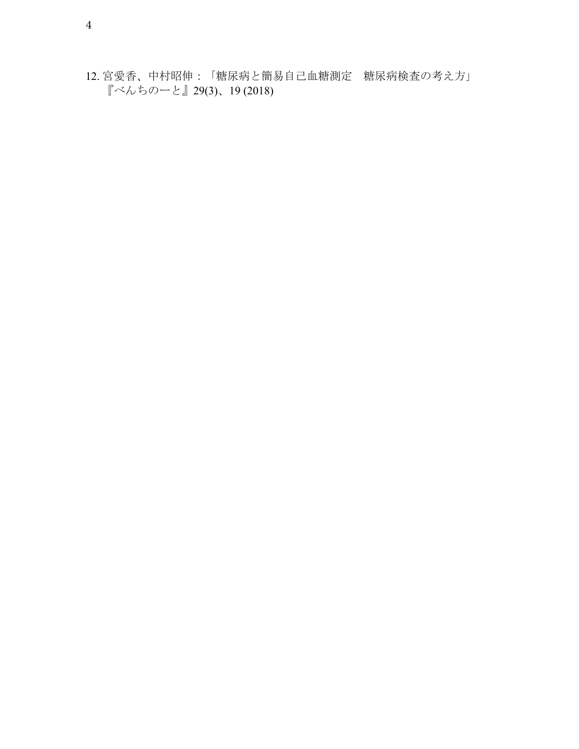12. 宮愛香、中村昭伸：「糖尿病と簡易自己血糖測定　糖尿病検査の考え方」『べんちのーと』29(3)、19 (2018)